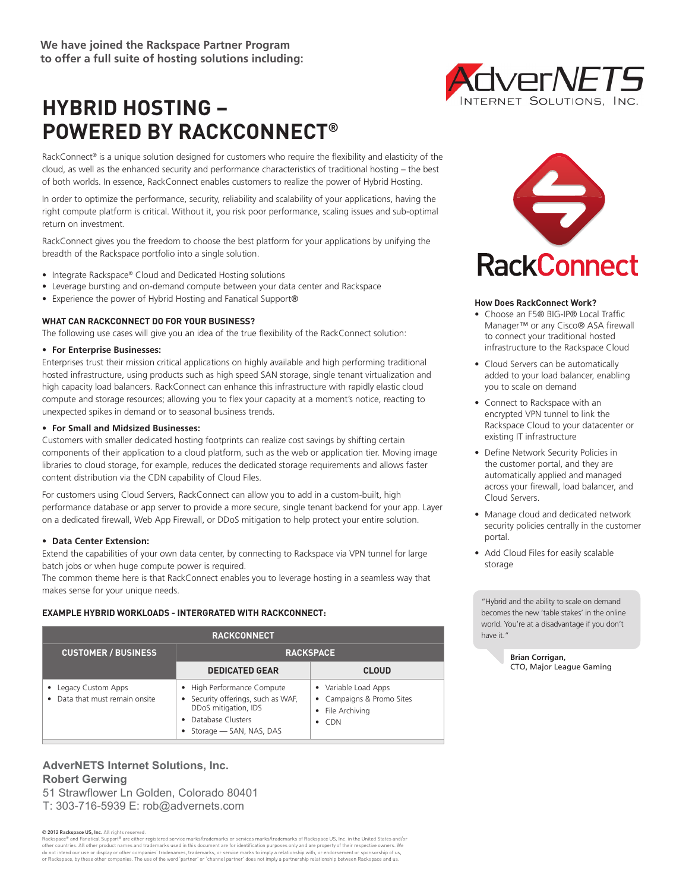We have joined the Rackspace Partner Program
to offer a full suite of hosting solutions including:

# HYBRID HOSTING – POWERED BY RACKCONNECT®

RackConnect® is a unique solution designed for customers who require the flexibility and elasticity of the cloud, as well as the enhanced security and performance characteristics of traditional hosting – the best of both worlds. In essence, RackConnect enables customers to realize the power of Hybrid Hosting.

In order to optimize the performance, security, reliability and scalability of your applications, having the right compute platform is critical. Without it, you risk poor performance, scaling issues and sub-optimal return on investment.

RackConnect gives you the freedom to choose the best platform for your applications by unifying the breadth of the Rackspace portfolio into a single solution.

- Integrate Rackspace® Cloud and Dedicated Hosting solutions
- Leverage bursting and on-demand compute between your data center and Rackspace
- Experience the power of Hybrid Hosting and Fanatical Support®

### WHAT CAN RACKCONNECT DO FOR YOUR BUSINESS?

The following use cases will give you an idea of the true flexibility of the RackConnect solution:

- **For Enterprise Businesses:**

Enterprises trust their mission critical applications on highly available and high performing traditional hosted infrastructure, using products such as high speed SAN storage, single tenant virtualization and high capacity load balancers. RackConnect can enhance this infrastructure with rapidly elastic cloud compute and storage resources; allowing you to flex your capacity at a moment's notice, reacting to unexpected spikes in demand or to seasonal business trends.

- **For Small and Midsized Businesses:**

Customers with smaller dedicated hosting footprints can realize cost savings by shifting certain components of their application to a cloud platform, such as the web or application tier. Moving image libraries to cloud storage, for example, reduces the dedicated storage requirements and allows faster content distribution via the CDN capability of Cloud Files.

For customers using Cloud Servers, RackConnect can allow you to add in a custom-built, high performance database or app server to provide a more secure, single tenant backend for your app. Layer on a dedicated firewall, Web App Firewall, or DDoS mitigation to help protect your entire solution.

- **Data Center Extension:**

Extend the capabilities of your own data center, by connecting to Rackspace via VPN tunnel for large batch jobs or when huge compute power is required.
The common theme here is that RackConnect enables you to leverage hosting in a seamless way that makes sense for your unique needs.

### EXAMPLE HYBRID WORKLOADS - INTERGRATED WITH RACKCONNECT:

| RACKCONNECT | | |
|---|---|---|
| CUSTOMER / BUSINESS | RACKSPACE | |
| | DEDICATED GEAR | CLOUD |
| • Legacy Custom Apps<br>• Data that must remain onsite | • High Performance Compute<br>• Security offerings, such as WAF, DDoS mitigation, IDS<br>• Database Clusters<br>• Storage — SAN, NAS, DAS | • Variable Load Apps<br>• Campaigns & Promo Sites<br>• File Archiving<br>• CDN |

RackConnect

**How Does RackConnect Work?**

- Choose an F5® BIG-IP® Local Traffic Manager™ or any Cisco® ASA firewall to connect your traditional hosted infrastructure to the Rackspace Cloud
- Cloud Servers can be automatically added to your load balancer, enabling you to scale on demand
- Connect to Rackspace with an encrypted VPN tunnel to link the Rackspace Cloud to your datacenter or existing IT infrastructure
- Define Network Security Policies in the customer portal, and they are automatically applied and managed across your firewall, load balancer, and Cloud Servers.
- Manage cloud and dedicated network security policies centrally in the customer portal.
- Add Cloud Files for easily scalable storage

"Hybrid and the ability to scale on demand becomes the new 'table stakes' in the online world. You're at a disadvantage if you don't have it."

**Brian Corrigan,**
CTO, Major League Gaming

**AdverNETS Internet Solutions, Inc.**
**Robert Gerwing**
51 Strawflower Ln Golden, Colorado 80401
T: 303-716-5939 E: rob@advernets.com

**© 2012 Rackspace US, Inc.** All rights reserved.
Rackspace® and Fanatical Support® are either registered service marks/trademarks or services marks/trademarks of Rackspace US, Inc. in the United States and/or other countries. All other product names and trademarks used in this document are for identification purposes only and are property of their respective owners. We do not intend our use or display or other companies' tradenames, trademarks, or service marks to imply a relationship with, or endorsement or sponsorship of us, or Rackspace, by these other companies. The use of the word 'partner' or 'channel partner' does not imply a partnership relationship between Rackspace and us.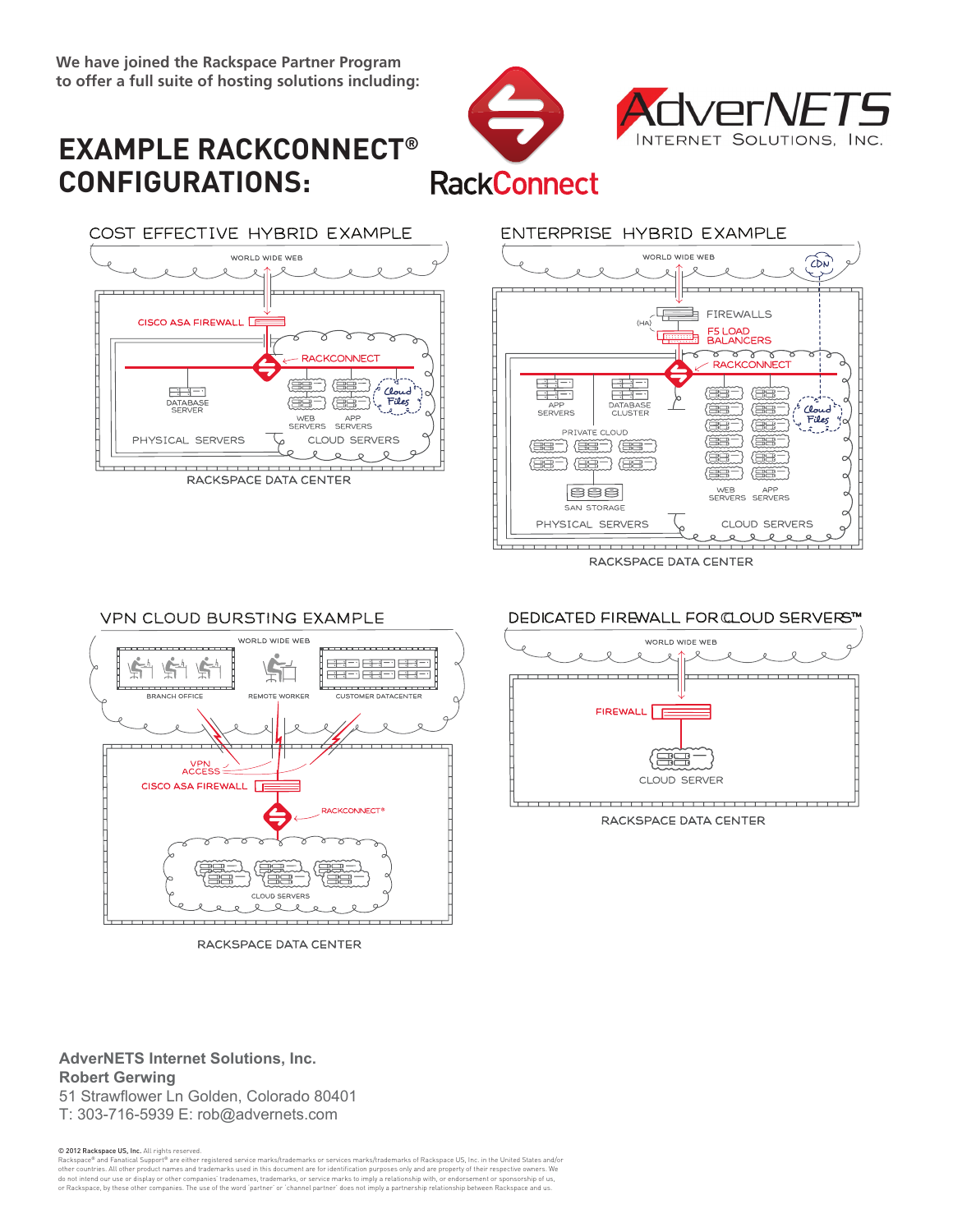We have joined the Rackspace Partner Program
to offer a full suite of hosting solutions including:

RackConnect

AdverNETS INTERNET SOLUTIONS, INC.

# EXAMPLE RACKCONNECT® CONFIGURATIONS:

## COST EFFECTIVE HYBRID EXAMPLE

WORLD WIDE WEB

CISCO ASA FIREWALL

RACKCONNECT

DATABASE SERVER

WEB SERVERS

APP SERVERS

Cloud Files

PHYSICAL SERVERS

CLOUD SERVERS

RACKSPACE DATA CENTER

## ENTERPRISE HYBRID EXAMPLE

WORLD WIDE WEB

CDN

(HA)

FIREWALLS

F5 LOAD BALANCERS

RACKCONNECT

APP SERVERS

DATABASE CLUSTER

PRIVATE CLOUD

SAN STORAGE

WEB SERVERS

APP SERVERS

Cloud Files

PHYSICAL SERVERS

CLOUD SERVERS

RACKSPACE DATA CENTER

## VPN CLOUD BURSTING EXAMPLE

WORLD WIDE WEB

BRANCH OFFICE

REMOTE WORKER

CUSTOMER DATACENTER

VPN ACCESS

CISCO ASA FIREWALL

RACKCONNECT®

CLOUD SERVERS

RACKSPACE DATA CENTER

## DEDICATED FIREWALL FOR CLOUD SERVERS™

WORLD WIDE WEB

FIREWALL

CLOUD SERVER

RACKSPACE DATA CENTER

**AdverNETS Internet Solutions, Inc.**
**Robert Gerwing**
51 Strawflower Ln Golden, Colorado 80401
T: 303-716-5939 E: rob@advernets.com

© 2012 Rackspace US, Inc. All rights reserved.
Rackspace® and Fanatical Support® are either registered service marks/trademarks or services marks/trademarks of Rackspace US, Inc. in the United States and/or other countries. All other product names and trademarks used in this document are for identification purposes only and are property of their respective owners. We do not intend our use or display of other companies' tradenames, trademarks, or service marks to imply a relationship with, or endorsement or sponsorship of us, or Rackspace, by these other companies. The use of the word 'partner' or 'channel partner' does not imply a partnership relationship between Rackspace and us.